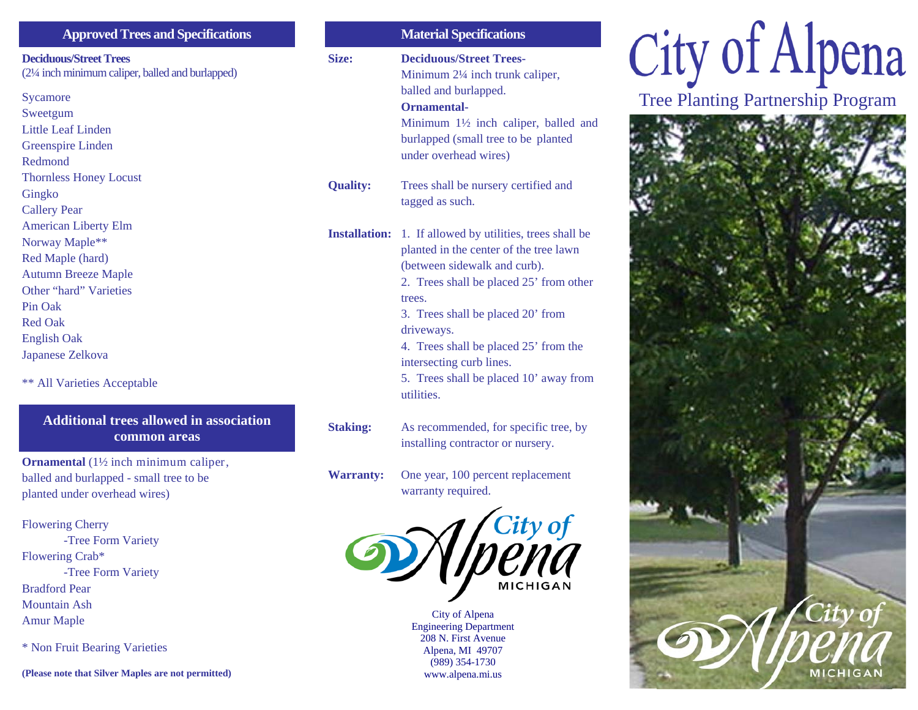## Approved Trees and Specifications

**Deciduous/Street Trees**
(2¼ inch minimum caliper, balled and burlapped)

Sycamore
Sweetgum
Little Leaf Linden
Greenspire Linden
Redmond
Thornless Honey Locust
Gingko
Callery Pear
American Liberty Elm
Norway Maple**
Red Maple (hard)
Autumn Breeze Maple
Other "hard" Varieties
Pin Oak
Red Oak
English Oak
Japanese Zelkova

** All Varieties Acceptable

## Additional trees allowed in association common areas

**Ornamental** (1½ inch minimum caliper, balled and burlapped - small tree to be planted under overhead wires)

Flowering Cherry
-Tree Form Variety
Flowering Crab*
-Tree Form Variety
Bradford Pear
Mountain Ash
Amur Maple

* Non Fruit Bearing Varieties

**(Please note that Silver Maples are not permitted)**

## Material Specifications

**Size:** **Deciduous/Street Trees-** Minimum 2¼ inch trunk caliper, balled and burlapped.
**Ornamental-** Minimum 1½ inch caliper, balled and burlapped (small tree to be planted under overhead wires)

**Quality:** Trees shall be nursery certified and tagged as such.

**Installation:**
1. If allowed by utilities, trees shall be planted in the center of the tree lawn (between sidewalk and curb).
2. Trees shall be placed 25' from other trees.
3. Trees shall be placed 20' from driveways.
4. Trees shall be placed 25' from the intersecting curb lines.
5. Trees shall be placed 10' away from utilities.

**Staking:** As recommended, for specific tree, by installing contractor or nursery.

**Warranty:** One year, 100 percent replacement warranty required.

City of Alpena
MICHIGAN

City of Alpena
Engineering Department
208 N. First Avenue
Alpena, MI 49707
(989) 354-1730
www.alpena.mi.us

# City of Alpena

## Tree Planting Partnership Program

City of Alpena
MICHIGAN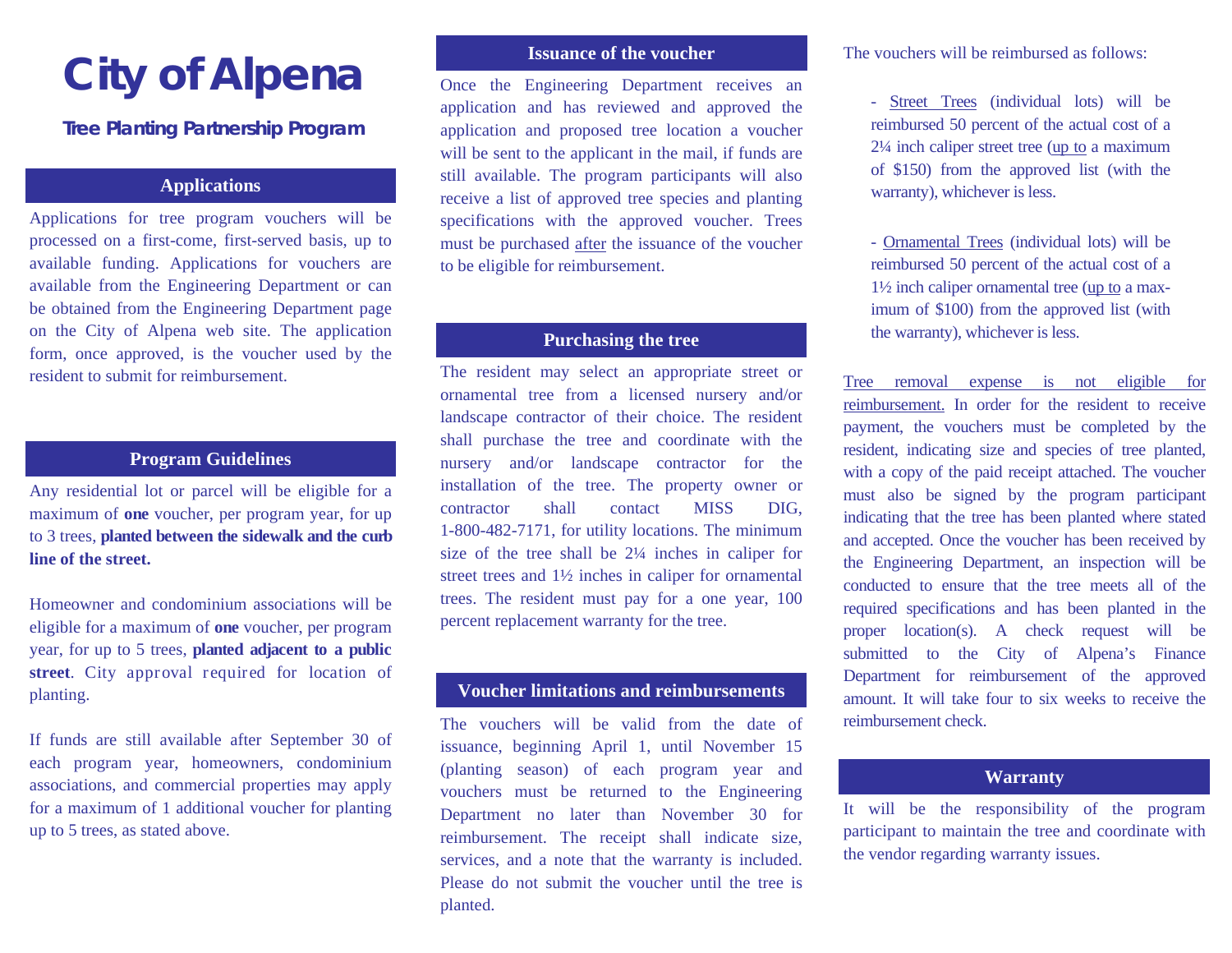# City of Alpena

### Tree Planting Partnership Program

## Applications

Applications for tree program vouchers will be processed on a first-come, first-served basis, up to available funding. Applications for vouchers are available from the Engineering Department or can be obtained from the Engineering Department page on the City of Alpena web site. The application form, once approved, is the voucher used by the resident to submit for reimbursement.

## Program Guidelines

Any residential lot or parcel will be eligible for a maximum of **one** voucher, per program year, for up to 3 trees, **planted between the sidewalk and the curb line of the street.**

Homeowner and condominium associations will be eligible for a maximum of **one** voucher, per program year, for up to 5 trees, **planted adjacent to a public street**. City approval required for location of planting.

If funds are still available after September 30 of each program year, homeowners, condominium associations, and commercial properties may apply for a maximum of 1 additional voucher for planting up to 5 trees, as stated above.

## Issuance of the voucher

Once the Engineering Department receives an application and has reviewed and approved the application and proposed tree location a voucher will be sent to the applicant in the mail, if funds are still available. The program participants will also receive a list of approved tree species and planting specifications with the approved voucher. Trees must be purchased after the issuance of the voucher to be eligible for reimbursement.

## Purchasing the tree

The resident may select an appropriate street or ornamental tree from a licensed nursery and/or landscape contractor of their choice. The resident shall purchase the tree and coordinate with the nursery and/or landscape contractor for the installation of the tree. The property owner or contractor shall contact MISS DIG, 1-800-482-7171, for utility locations. The minimum size of the tree shall be 2¼ inches in caliper for street trees and 1½ inches in caliper for ornamental trees. The resident must pay for a one year, 100 percent replacement warranty for the tree.

## Voucher limitations and reimbursements

The vouchers will be valid from the date of issuance, beginning April 1, until November 15 (planting season) of each program year and vouchers must be returned to the Engineering Department no later than November 30 for reimbursement. The receipt shall indicate size, services, and a note that the warranty is included. Please do not submit the voucher until the tree is planted.

The vouchers will be reimbursed as follows:

- Street Trees (individual lots) will be reimbursed 50 percent of the actual cost of a 2¼ inch caliper street tree (up to a maximum of $150) from the approved list (with the warranty), whichever is less.

- Ornamental Trees (individual lots) will be reimbursed 50 percent of the actual cost of a 1½ inch caliper ornamental tree (up to a maximum of $100) from the approved list (with the warranty), whichever is less.

Tree removal expense is not eligible for reimbursement. In order for the resident to receive payment, the vouchers must be completed by the resident, indicating size and species of tree planted, with a copy of the paid receipt attached. The voucher must also be signed by the program participant indicating that the tree has been planted where stated and accepted. Once the voucher has been received by the Engineering Department, an inspection will be conducted to ensure that the tree meets all of the required specifications and has been planted in the proper location(s). A check request will be submitted to the City of Alpena's Finance Department for reimbursement of the approved amount. It will take four to six weeks to receive the reimbursement check.

## Warranty

It will be the responsibility of the program participant to maintain the tree and coordinate with the vendor regarding warranty issues.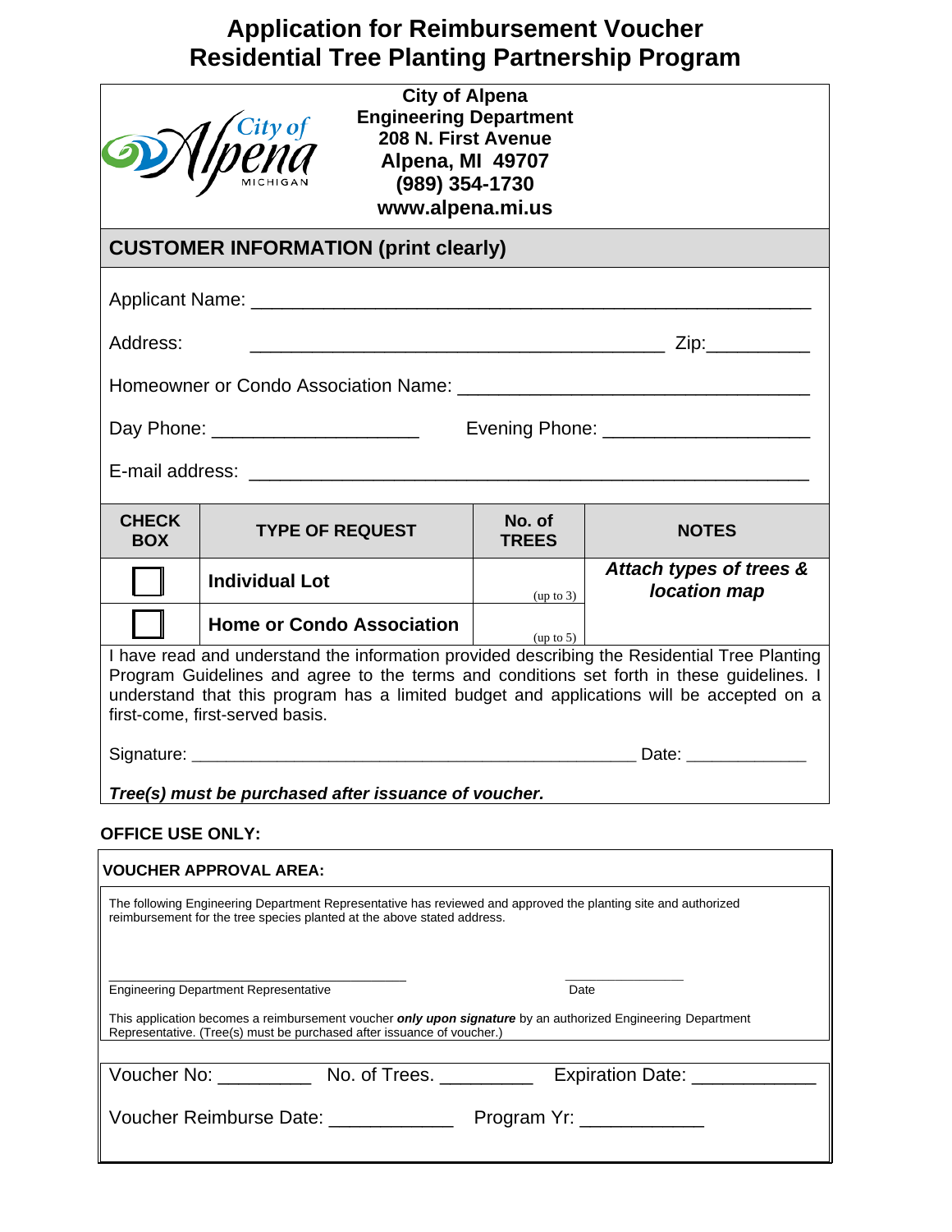# Application for Reimbursement Voucher
# Residential Tree Planting Partnership Program

**City of Alpena**
**Engineering Department**
**208 N. First Avenue**
**Alpena, MI 49707**
**(989) 354-1730**
**www.alpena.mi.us**

## CUSTOMER INFORMATION (print clearly)

Applicant Name: ____________________________________________________

Address: ______________________________________ Zip:__________

Homeowner or Condo Association Name: ________________________________

Day Phone: ___________________ Evening Phone: ___________________

E-mail address: _______________________________________________

| CHECK BOX | TYPE OF REQUEST | No. of TREES | NOTES |
|---|---|---|---|
| ☐ | **Individual Lot** | (up to 3) | ***Attach types of trees & location map*** |
| ☐ | **Home or Condo Association** | (up to 5) | |

I have read and understand the information provided describing the Residential Tree Planting Program Guidelines and agree to the terms and conditions set forth in these guidelines. I understand that this program has a limited budget and applications will be accepted on a first-come, first-served basis.

Signature: ______________________________________________ Date: ____________

***Tree(s) must be purchased after issuance of voucher.***

**OFFICE USE ONLY:**

**VOUCHER APPROVAL AREA:**

The following Engineering Department Representative has reviewed and approved the planting site and authorized reimbursement for the tree species planted at the above stated address.

________________________________ ______________

Engineering Department Representative Date

This application becomes a reimbursement voucher ***only upon signature*** by an authorized Engineering Department Representative. (Tree(s) must be purchased after issuance of voucher.)

Voucher No: _________ No. of Trees. _________ Expiration Date: ____________

Voucher Reimburse Date: ____________ Program Yr: ____________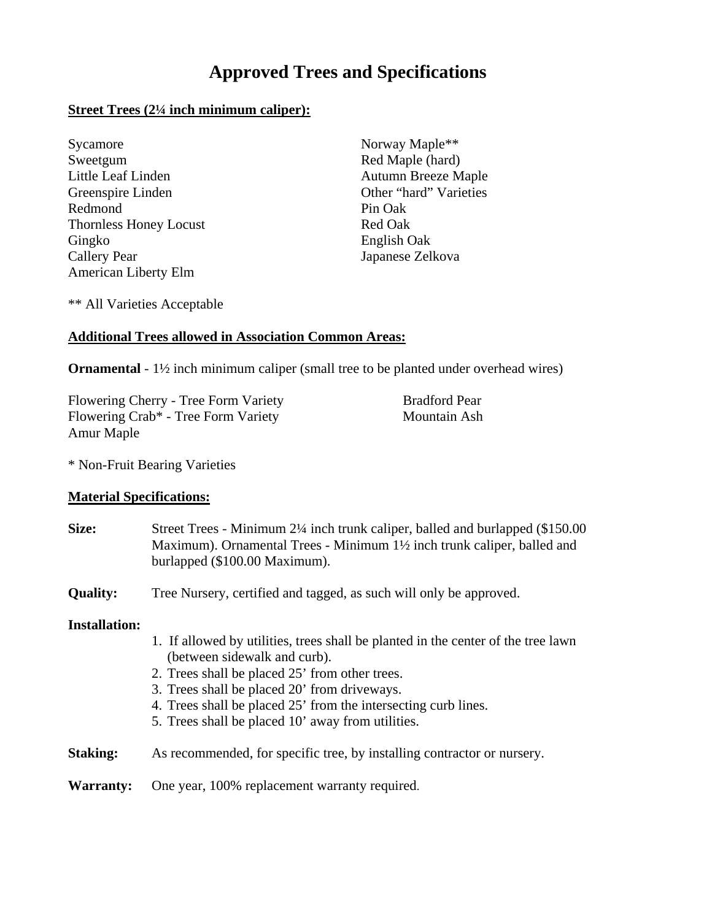# Approved Trees and Specifications

**Street Trees (2¼ inch minimum caliper):**

Sycamore
Sweetgum
Little Leaf Linden
Greenspire Linden
Redmond
Thornless Honey Locust
Gingko
Callery Pear
American Liberty Elm
Norway Maple**
Red Maple (hard)
Autumn Breeze Maple
Other "hard" Varieties
Pin Oak
Red Oak
English Oak
Japanese Zelkova

** All Varieties Acceptable

**Additional Trees allowed in Association Common Areas:**

**Ornamental** - 1½ inch minimum caliper (small tree to be planted under overhead wires)

Flowering Cherry - Tree Form Variety
Flowering Crab* - Tree Form Variety
Amur Maple
Bradford Pear
Mountain Ash

* Non-Fruit Bearing Varieties

**Material Specifications:**

**Size:** Street Trees - Minimum 2¼ inch trunk caliper, balled and burlapped ($150.00 Maximum). Ornamental Trees - Minimum 1½ inch trunk caliper, balled and burlapped ($100.00 Maximum).

**Quality:** Tree Nursery, certified and tagged, as such will only be approved.

**Installation:**

1. If allowed by utilities, trees shall be planted in the center of the tree lawn (between sidewalk and curb).
2. Trees shall be placed 25' from other trees.
3. Trees shall be placed 20' from driveways.
4. Trees shall be placed 25' from the intersecting curb lines.
5. Trees shall be placed 10' away from utilities.

**Staking:** As recommended, for specific tree, by installing contractor or nursery.

**Warranty:** One year, 100% replacement warranty required.